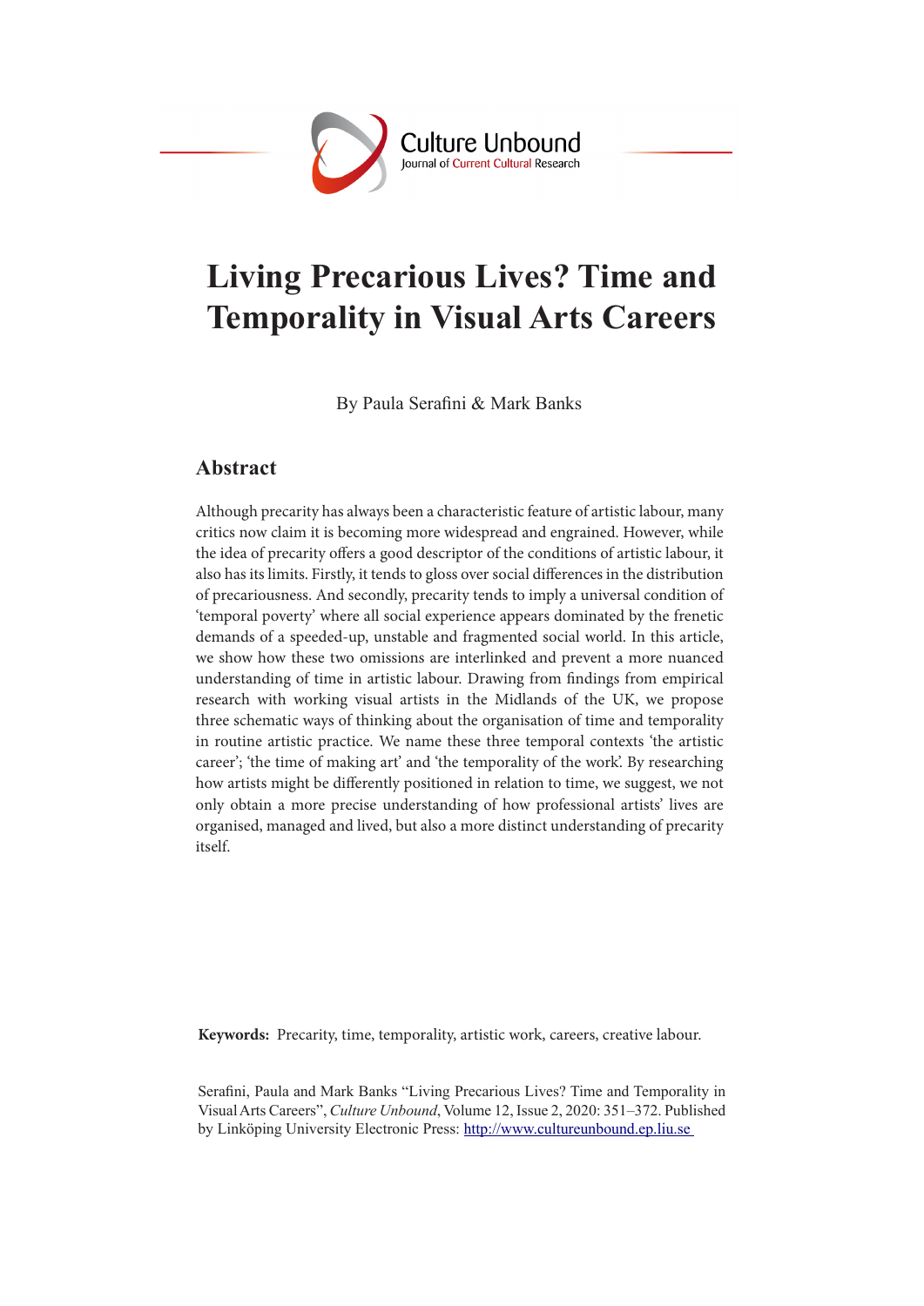Culture Unbound
Journal of Current Cultural Research

# Living Precarious Lives? Time and Temporality in Visual Arts Careers

By Paula Serafini & Mark Banks

## Abstract

Although precarity has always been a characteristic feature of artistic labour, many critics now claim it is becoming more widespread and engrained. However, while the idea of precarity offers a good descriptor of the conditions of artistic labour, it also has its limits. Firstly, it tends to gloss over social differences in the distribution of precariousness. And secondly, precarity tends to imply a universal condition of 'temporal poverty' where all social experience appears dominated by the frenetic demands of a speeded-up, unstable and fragmented social world. In this article, we show how these two omissions are interlinked and prevent a more nuanced understanding of time in artistic labour. Drawing from findings from empirical research with working visual artists in the Midlands of the UK, we propose three schematic ways of thinking about the organisation of time and temporality in routine artistic practice. We name these three temporal contexts 'the artistic career'; 'the time of making art' and 'the temporality of the work'. By researching how artists might be differently positioned in relation to time, we suggest, we not only obtain a more precise understanding of how professional artists' lives are organised, managed and lived, but also a more distinct understanding of precarity itself.

**Keywords:** Precarity, time, temporality, artistic work, careers, creative labour.

Serafini, Paula and Mark Banks "Living Precarious Lives? Time and Temporality in Visual Arts Careers", *Culture Unbound*, Volume 12, Issue 2, 2020: 351–372. Published by Linköping University Electronic Press: http://www.cultureunbound.ep.liu.se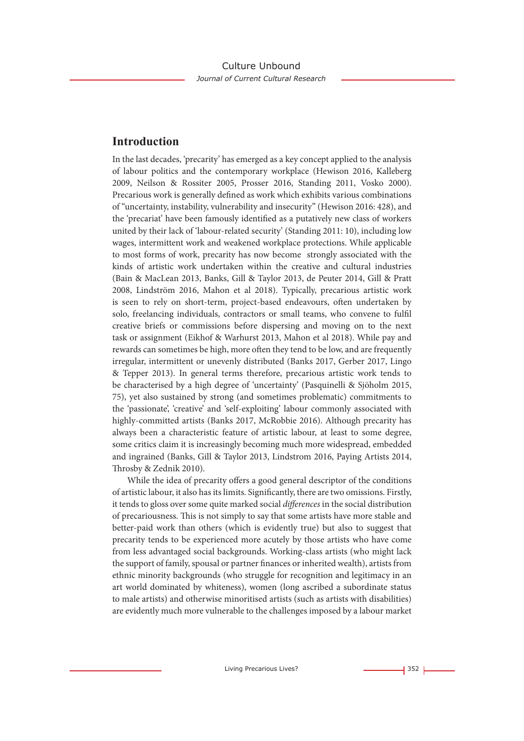## Introduction

In the last decades, 'precarity' has emerged as a key concept applied to the analysis of labour politics and the contemporary workplace (Hewison 2016, Kalleberg 2009, Neilson & Rossiter 2005, Prosser 2016, Standing 2011, Vosko 2000). Precarious work is generally defined as work which exhibits various combinations of "uncertainty, instability, vulnerability and insecurity" (Hewison 2016: 428), and the 'precariat' have been famously identified as a putatively new class of workers united by their lack of 'labour-related security' (Standing 2011: 10), including low wages, intermittent work and weakened workplace protections. While applicable to most forms of work, precarity has now become strongly associated with the kinds of artistic work undertaken within the creative and cultural industries (Bain & MacLean 2013, Banks, Gill & Taylor 2013, de Peuter 2014, Gill & Pratt 2008, Lindström 2016, Mahon et al 2018). Typically, precarious artistic work is seen to rely on short-term, project-based endeavours, often undertaken by solo, freelancing individuals, contractors or small teams, who convene to fulfil creative briefs or commissions before dispersing and moving on to the next task or assignment (Eikhof & Warhurst 2013, Mahon et al 2018). While pay and rewards can sometimes be high, more often they tend to be low, and are frequently irregular, intermittent or unevenly distributed (Banks 2017, Gerber 2017, Lingo & Tepper 2013). In general terms therefore, precarious artistic work tends to be characterised by a high degree of 'uncertainty' (Pasquinelli & Sjöholm 2015, 75), yet also sustained by strong (and sometimes problematic) commitments to the 'passionate', 'creative' and 'self-exploiting' labour commonly associated with highly-committed artists (Banks 2017, McRobbie 2016). Although precarity has always been a characteristic feature of artistic labour, at least to some degree, some critics claim it is increasingly becoming much more widespread, embedded and ingrained (Banks, Gill & Taylor 2013, Lindstrom 2016, Paying Artists 2014, Throsby & Zednik 2010).

While the idea of precarity offers a good general descriptor of the conditions of artistic labour, it also has its limits. Significantly, there are two omissions. Firstly, it tends to gloss over some quite marked social *differences* in the social distribution of precariousness. This is not simply to say that some artists have more stable and better-paid work than others (which is evidently true) but also to suggest that precarity tends to be experienced more acutely by those artists who have come from less advantaged social backgrounds. Working-class artists (who might lack the support of family, spousal or partner finances or inherited wealth), artists from ethnic minority backgrounds (who struggle for recognition and legitimacy in an art world dominated by whiteness), women (long ascribed a subordinate status to male artists) and otherwise minoritised artists (such as artists with disabilities) are evidently much more vulnerable to the challenges imposed by a labour market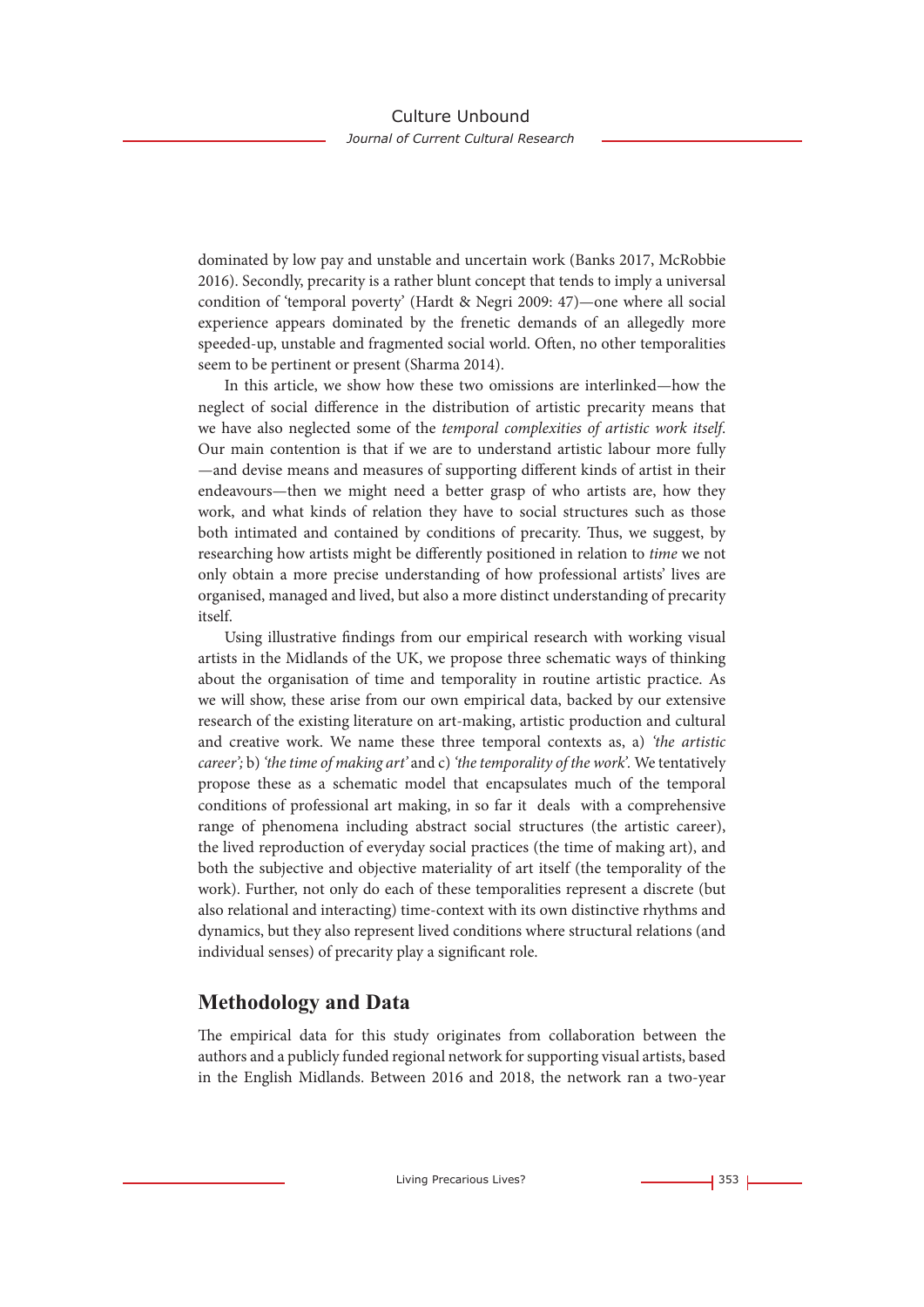dominated by low pay and unstable and uncertain work (Banks 2017, McRobbie 2016). Secondly, precarity is a rather blunt concept that tends to imply a universal condition of 'temporal poverty' (Hardt & Negri 2009: 47)—one where all social experience appears dominated by the frenetic demands of an allegedly more speeded-up, unstable and fragmented social world. Often, no other temporalities seem to be pertinent or present (Sharma 2014).

In this article, we show how these two omissions are interlinked—how the neglect of social difference in the distribution of artistic precarity means that we have also neglected some of the *temporal complexities of artistic work itself*. Our main contention is that if we are to understand artistic labour more fully —and devise means and measures of supporting different kinds of artist in their endeavours—then we might need a better grasp of who artists are, how they work, and what kinds of relation they have to social structures such as those both intimated and contained by conditions of precarity. Thus, we suggest, by researching how artists might be differently positioned in relation to *time* we not only obtain a more precise understanding of how professional artists' lives are organised, managed and lived, but also a more distinct understanding of precarity itself.

Using illustrative findings from our empirical research with working visual artists in the Midlands of the UK, we propose three schematic ways of thinking about the organisation of time and temporality in routine artistic practice. As we will show, these arise from our own empirical data, backed by our extensive research of the existing literature on art-making, artistic production and cultural and creative work. We name these three temporal contexts as, a) *'the artistic career';* b) *'the time of making art'* and c) *'the temporality of the work'*. We tentatively propose these as a schematic model that encapsulates much of the temporal conditions of professional art making, in so far it deals with a comprehensive range of phenomena including abstract social structures (the artistic career), the lived reproduction of everyday social practices (the time of making art), and both the subjective and objective materiality of art itself (the temporality of the work). Further, not only do each of these temporalities represent a discrete (but also relational and interacting) time-context with its own distinctive rhythms and dynamics, but they also represent lived conditions where structural relations (and individual senses) of precarity play a significant role.

## Methodology and Data

The empirical data for this study originates from collaboration between the authors and a publicly funded regional network for supporting visual artists, based in the English Midlands. Between 2016 and 2018, the network ran a two-year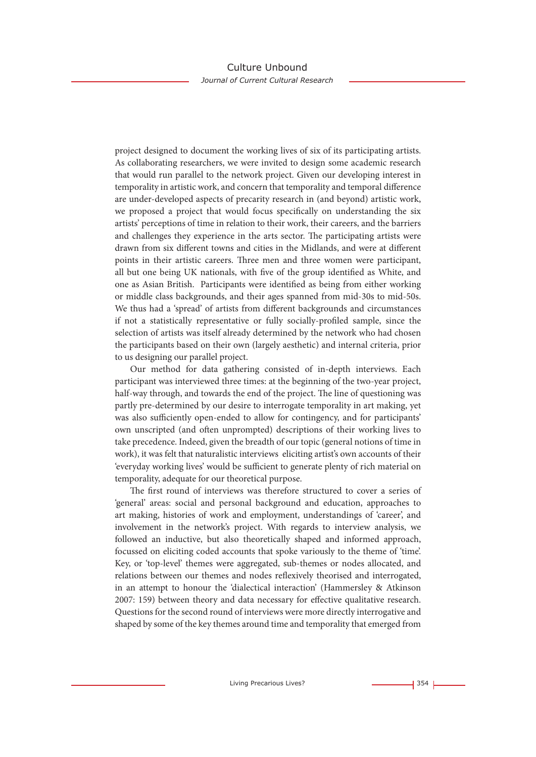project designed to document the working lives of six of its participating artists. As collaborating researchers, we were invited to design some academic research that would run parallel to the network project. Given our developing interest in temporality in artistic work, and concern that temporality and temporal difference are under-developed aspects of precarity research in (and beyond) artistic work, we proposed a project that would focus specifically on understanding the six artists' perceptions of time in relation to their work, their careers, and the barriers and challenges they experience in the arts sector. The participating artists were drawn from six different towns and cities in the Midlands, and were at different points in their artistic careers. Three men and three women were participant, all but one being UK nationals, with five of the group identified as White, and one as Asian British. Participants were identified as being from either working or middle class backgrounds, and their ages spanned from mid-30s to mid-50s. We thus had a 'spread' of artists from different backgrounds and circumstances if not a statistically representative or fully socially-profiled sample, since the selection of artists was itself already determined by the network who had chosen the participants based on their own (largely aesthetic) and internal criteria, prior to us designing our parallel project.

Our method for data gathering consisted of in-depth interviews. Each participant was interviewed three times: at the beginning of the two-year project, half-way through, and towards the end of the project. The line of questioning was partly pre-determined by our desire to interrogate temporality in art making, yet was also sufficiently open-ended to allow for contingency, and for participants' own unscripted (and often unprompted) descriptions of their working lives to take precedence. Indeed, given the breadth of our topic (general notions of time in work), it was felt that naturalistic interviews eliciting artist's own accounts of their 'everyday working lives' would be sufficient to generate plenty of rich material on temporality, adequate for our theoretical purpose.

The first round of interviews was therefore structured to cover a series of 'general' areas: social and personal background and education, approaches to art making, histories of work and employment, understandings of 'career', and involvement in the network's project. With regards to interview analysis, we followed an inductive, but also theoretically shaped and informed approach, focussed on eliciting coded accounts that spoke variously to the theme of 'time'. Key, or 'top-level' themes were aggregated, sub-themes or nodes allocated, and relations between our themes and nodes reflexively theorised and interrogated, in an attempt to honour the 'dialectical interaction' (Hammersley & Atkinson 2007: 159) between theory and data necessary for effective qualitative research. Questions for the second round of interviews were more directly interrogative and shaped by some of the key themes around time and temporality that emerged from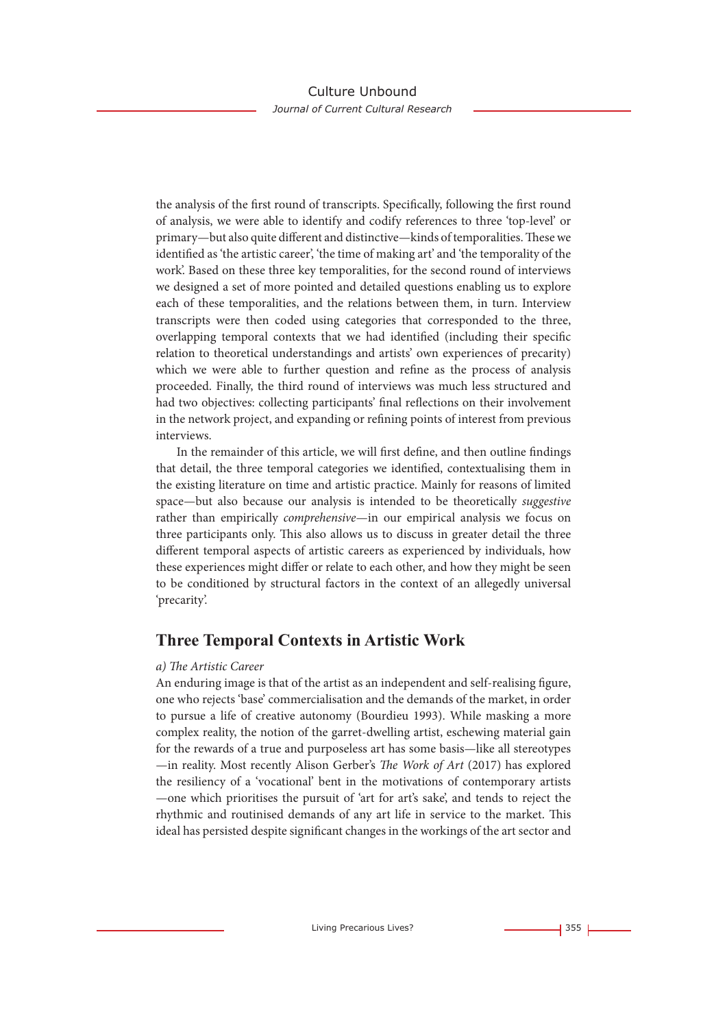the analysis of the first round of transcripts. Specifically, following the first round of analysis, we were able to identify and codify references to three 'top-level' or primary—but also quite different and distinctive—kinds of temporalities. These we identified as 'the artistic career', 'the time of making art' and 'the temporality of the work'. Based on these three key temporalities, for the second round of interviews we designed a set of more pointed and detailed questions enabling us to explore each of these temporalities, and the relations between them, in turn. Interview transcripts were then coded using categories that corresponded to the three, overlapping temporal contexts that we had identified (including their specific relation to theoretical understandings and artists' own experiences of precarity) which we were able to further question and refine as the process of analysis proceeded. Finally, the third round of interviews was much less structured and had two objectives: collecting participants' final reflections on their involvement in the network project, and expanding or refining points of interest from previous interviews.

In the remainder of this article, we will first define, and then outline findings that detail, the three temporal categories we identified, contextualising them in the existing literature on time and artistic practice. Mainly for reasons of limited space—but also because our analysis is intended to be theoretically *suggestive* rather than empirically *comprehensive*—in our empirical analysis we focus on three participants only. This also allows us to discuss in greater detail the three different temporal aspects of artistic careers as experienced by individuals, how these experiences might differ or relate to each other, and how they might be seen to be conditioned by structural factors in the context of an allegedly universal 'precarity'.

## Three Temporal Contexts in Artistic Work

*a) The Artistic Career*

An enduring image is that of the artist as an independent and self-realising figure, one who rejects 'base' commercialisation and the demands of the market, in order to pursue a life of creative autonomy (Bourdieu 1993). While masking a more complex reality, the notion of the garret-dwelling artist, eschewing material gain for the rewards of a true and purposeless art has some basis—like all stereotypes —in reality. Most recently Alison Gerber's *The Work of Art* (2017) has explored the resiliency of a 'vocational' bent in the motivations of contemporary artists —one which prioritises the pursuit of 'art for art's sake', and tends to reject the rhythmic and routinised demands of any art life in service to the market. This ideal has persisted despite significant changes in the workings of the art sector and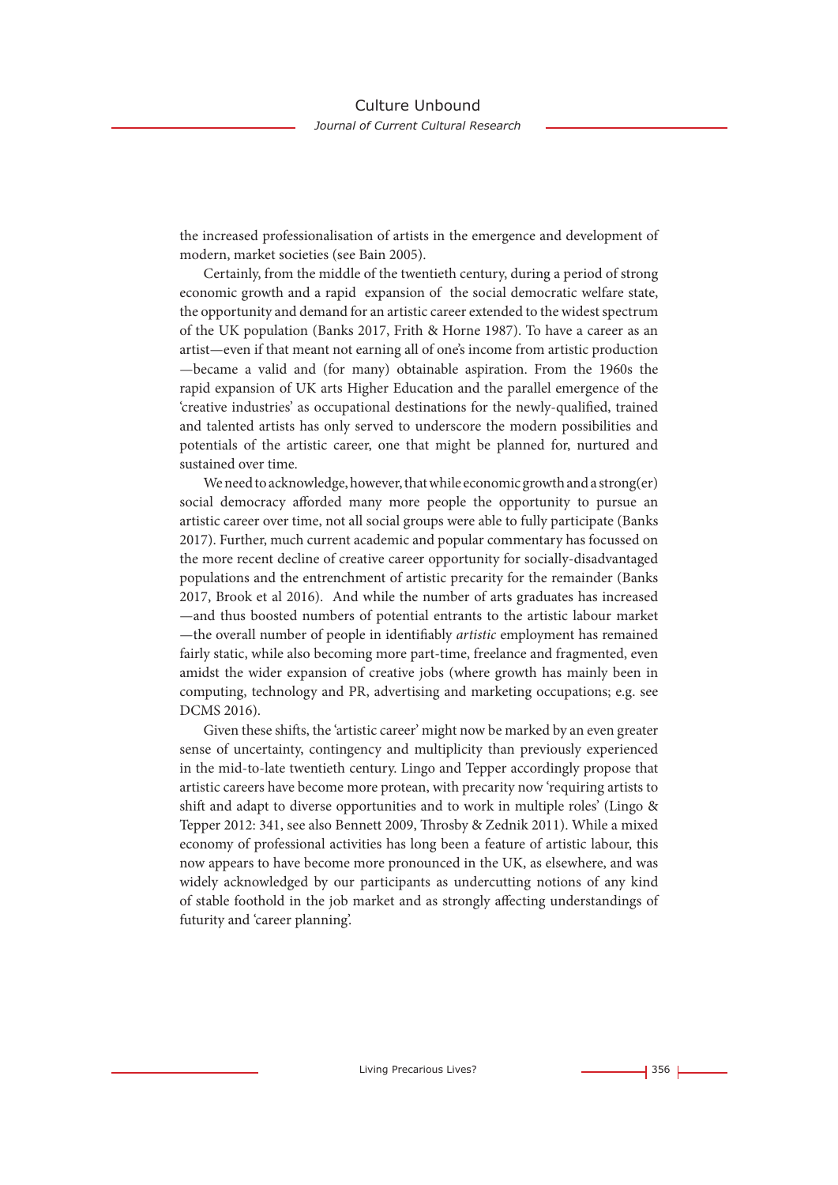the increased professionalisation of artists in the emergence and development of modern, market societies (see Bain 2005).

Certainly, from the middle of the twentieth century, during a period of strong economic growth and a rapid expansion of the social democratic welfare state, the opportunity and demand for an artistic career extended to the widest spectrum of the UK population (Banks 2017, Frith & Horne 1987). To have a career as an artist—even if that meant not earning all of one's income from artistic production—became a valid and (for many) obtainable aspiration. From the 1960s the rapid expansion of UK arts Higher Education and the parallel emergence of the 'creative industries' as occupational destinations for the newly-qualified, trained and talented artists has only served to underscore the modern possibilities and potentials of the artistic career, one that might be planned for, nurtured and sustained over time.

We need to acknowledge, however, that while economic growth and a strong(er) social democracy afforded many more people the opportunity to pursue an artistic career over time, not all social groups were able to fully participate (Banks 2017). Further, much current academic and popular commentary has focussed on the more recent decline of creative career opportunity for socially-disadvantaged populations and the entrenchment of artistic precarity for the remainder (Banks 2017, Brook et al 2016). And while the number of arts graduates has increased—and thus boosted numbers of potential entrants to the artistic labour market—the overall number of people in identifiably *artistic* employment has remained fairly static, while also becoming more part-time, freelance and fragmented, even amidst the wider expansion of creative jobs (where growth has mainly been in computing, technology and PR, advertising and marketing occupations; e.g. see DCMS 2016).

Given these shifts, the 'artistic career' might now be marked by an even greater sense of uncertainty, contingency and multiplicity than previously experienced in the mid-to-late twentieth century. Lingo and Tepper accordingly propose that artistic careers have become more protean, with precarity now 'requiring artists to shift and adapt to diverse opportunities and to work in multiple roles' (Lingo & Tepper 2012: 341, see also Bennett 2009, Throsby & Zednik 2011). While a mixed economy of professional activities has long been a feature of artistic labour, this now appears to have become more pronounced in the UK, as elsewhere, and was widely acknowledged by our participants as undercutting notions of any kind of stable foothold in the job market and as strongly affecting understandings of futurity and 'career planning'.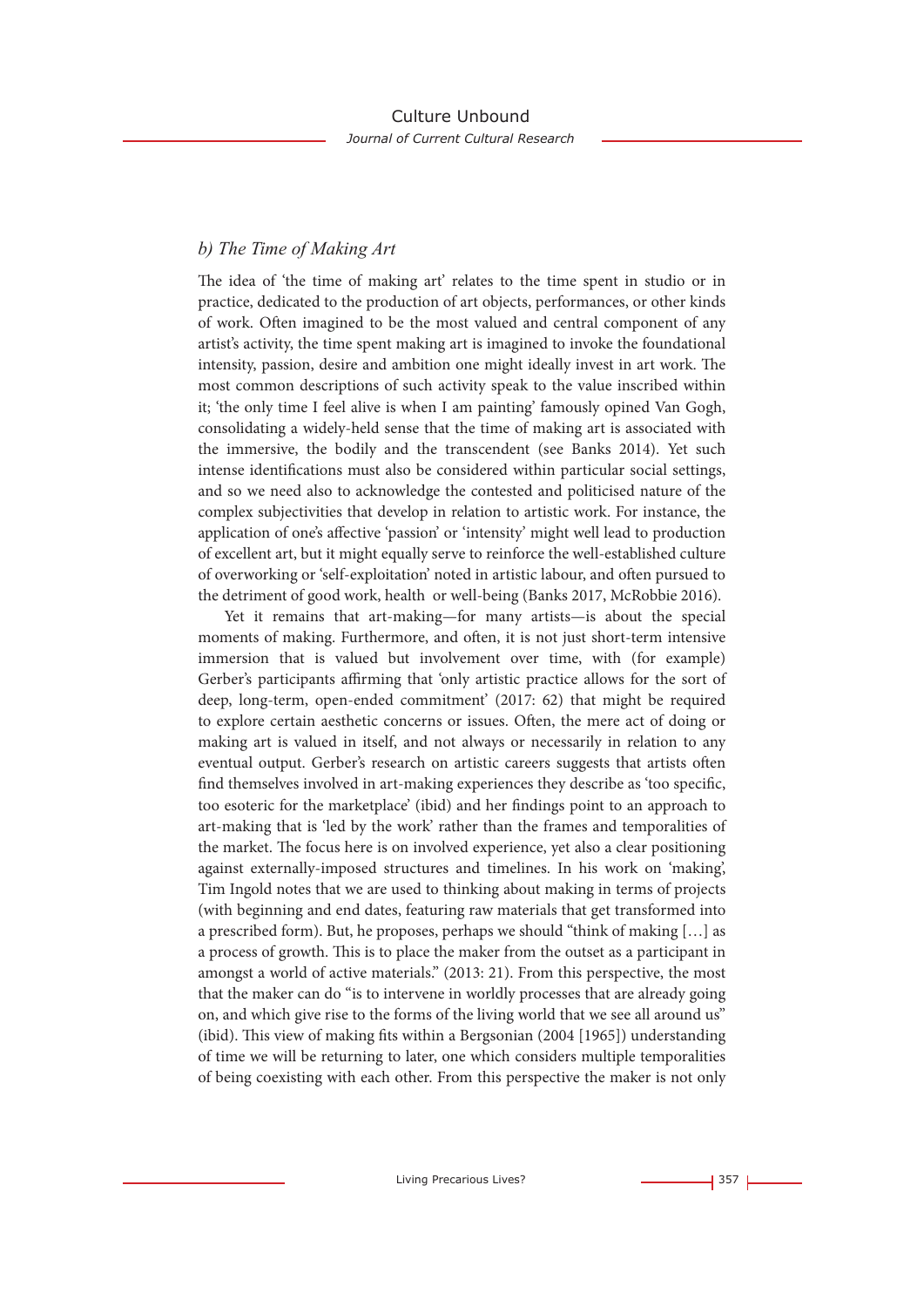### *b) The Time of Making Art*

The idea of 'the time of making art' relates to the time spent in studio or in practice, dedicated to the production of art objects, performances, or other kinds of work. Often imagined to be the most valued and central component of any artist's activity, the time spent making art is imagined to invoke the foundational intensity, passion, desire and ambition one might ideally invest in art work. The most common descriptions of such activity speak to the value inscribed within it; 'the only time I feel alive is when I am painting' famously opined Van Gogh, consolidating a widely-held sense that the time of making art is associated with the immersive, the bodily and the transcendent (see Banks 2014). Yet such intense identifications must also be considered within particular social settings, and so we need also to acknowledge the contested and politicised nature of the complex subjectivities that develop in relation to artistic work. For instance, the application of one's affective 'passion' or 'intensity' might well lead to production of excellent art, but it might equally serve to reinforce the well-established culture of overworking or 'self-exploitation' noted in artistic labour, and often pursued to the detriment of good work, health or well-being (Banks 2017, McRobbie 2016).

Yet it remains that art-making—for many artists—is about the special moments of making. Furthermore, and often, it is not just short-term intensive immersion that is valued but involvement over time, with (for example) Gerber's participants affirming that 'only artistic practice allows for the sort of deep, long-term, open-ended commitment' (2017: 62) that might be required to explore certain aesthetic concerns or issues. Often, the mere act of doing or making art is valued in itself, and not always or necessarily in relation to any eventual output. Gerber's research on artistic careers suggests that artists often find themselves involved in art-making experiences they describe as 'too specific, too esoteric for the marketplace' (ibid) and her findings point to an approach to art-making that is 'led by the work' rather than the frames and temporalities of the market. The focus here is on involved experience, yet also a clear positioning against externally-imposed structures and timelines. In his work on 'making', Tim Ingold notes that we are used to thinking about making in terms of projects (with beginning and end dates, featuring raw materials that get transformed into a prescribed form). But, he proposes, perhaps we should "think of making […] as a process of growth. This is to place the maker from the outset as a participant in amongst a world of active materials." (2013: 21). From this perspective, the most that the maker can do "is to intervene in worldly processes that are already going on, and which give rise to the forms of the living world that we see all around us" (ibid). This view of making fits within a Bergsonian (2004 [1965]) understanding of time we will be returning to later, one which considers multiple temporalities of being coexisting with each other. From this perspective the maker is not only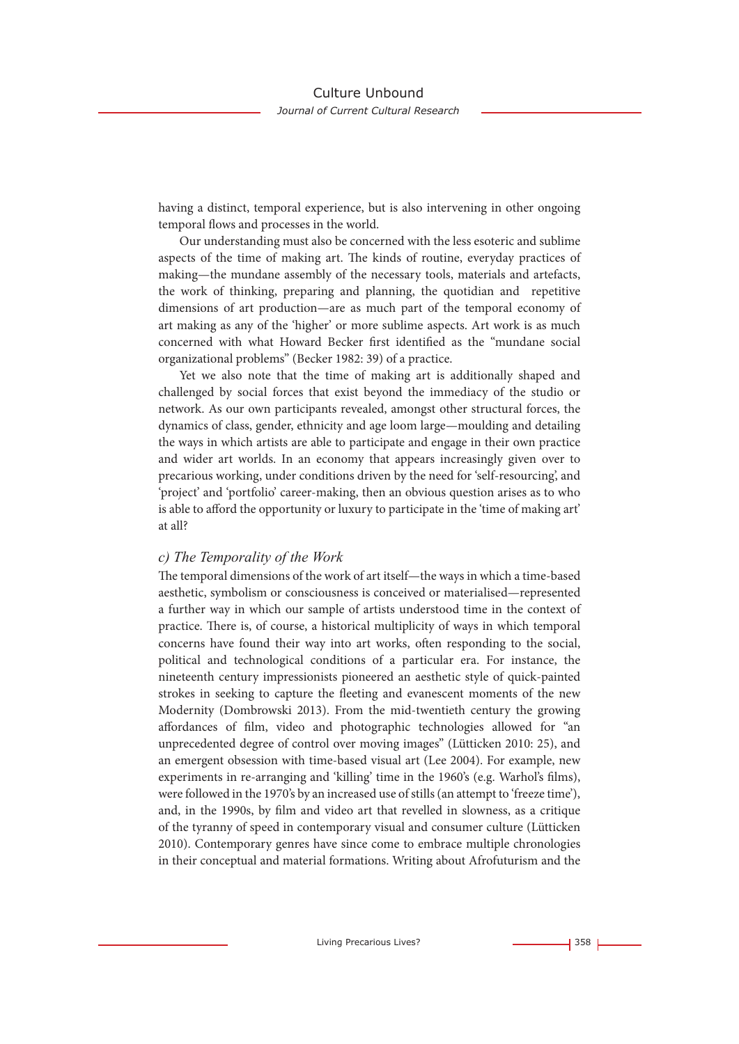having a distinct, temporal experience, but is also intervening in other ongoing temporal flows and processes in the world.

Our understanding must also be concerned with the less esoteric and sublime aspects of the time of making art. The kinds of routine, everyday practices of making—the mundane assembly of the necessary tools, materials and artefacts, the work of thinking, preparing and planning, the quotidian and repetitive dimensions of art production—are as much part of the temporal economy of art making as any of the 'higher' or more sublime aspects. Art work is as much concerned with what Howard Becker first identified as the "mundane social organizational problems" (Becker 1982: 39) of a practice.

Yet we also note that the time of making art is additionally shaped and challenged by social forces that exist beyond the immediacy of the studio or network. As our own participants revealed, amongst other structural forces, the dynamics of class, gender, ethnicity and age loom large—moulding and detailing the ways in which artists are able to participate and engage in their own practice and wider art worlds. In an economy that appears increasingly given over to precarious working, under conditions driven by the need for 'self-resourcing', and 'project' and 'portfolio' career-making, then an obvious question arises as to who is able to afford the opportunity or luxury to participate in the 'time of making art' at all?

### *c) The Temporality of the Work*

The temporal dimensions of the work of art itself—the ways in which a time-based aesthetic, symbolism or consciousness is conceived or materialised—represented a further way in which our sample of artists understood time in the context of practice. There is, of course, a historical multiplicity of ways in which temporal concerns have found their way into art works, often responding to the social, political and technological conditions of a particular era. For instance, the nineteenth century impressionists pioneered an aesthetic style of quick-painted strokes in seeking to capture the fleeting and evanescent moments of the new Modernity (Dombrowski 2013). From the mid-twentieth century the growing affordances of film, video and photographic technologies allowed for "an unprecedented degree of control over moving images" (Lütticken 2010: 25), and an emergent obsession with time-based visual art (Lee 2004). For example, new experiments in re-arranging and 'killing' time in the 1960's (e.g. Warhol's films), were followed in the 1970's by an increased use of stills (an attempt to 'freeze time'), and, in the 1990s, by film and video art that revelled in slowness, as a critique of the tyranny of speed in contemporary visual and consumer culture (Lütticken 2010). Contemporary genres have since come to embrace multiple chronologies in their conceptual and material formations. Writing about Afrofuturism and the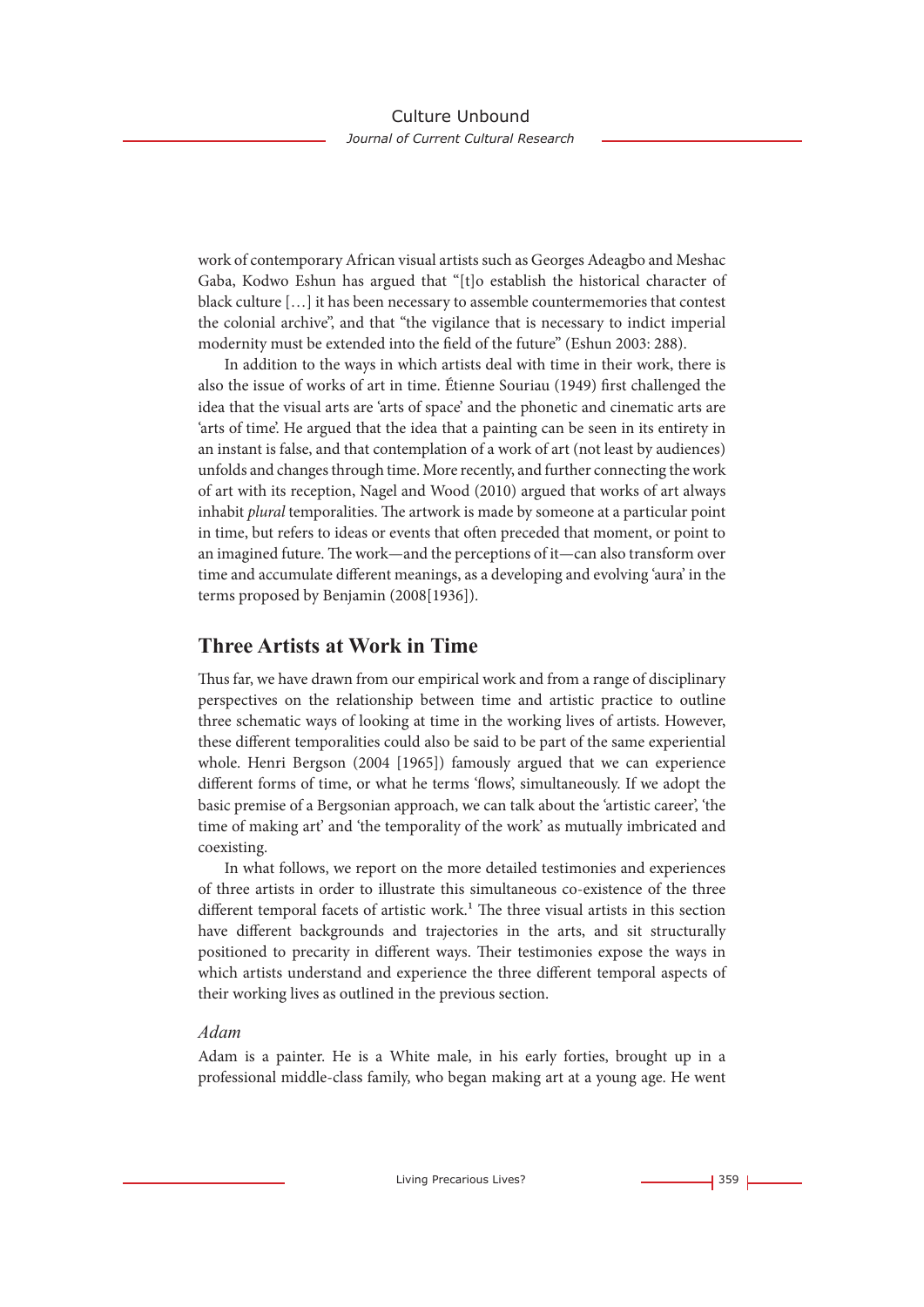work of contemporary African visual artists such as Georges Adeagbo and Meshac Gaba, Kodwo Eshun has argued that "[t]o establish the historical character of black culture […] it has been necessary to assemble countermemories that contest the colonial archive", and that "the vigilance that is necessary to indict imperial modernity must be extended into the field of the future" (Eshun 2003: 288).

In addition to the ways in which artists deal with time in their work, there is also the issue of works of art in time. Étienne Souriau (1949) first challenged the idea that the visual arts are 'arts of space' and the phonetic and cinematic arts are 'arts of time'. He argued that the idea that a painting can be seen in its entirety in an instant is false, and that contemplation of a work of art (not least by audiences) unfolds and changes through time. More recently, and further connecting the work of art with its reception, Nagel and Wood (2010) argued that works of art always inhabit *plural* temporalities. The artwork is made by someone at a particular point in time, but refers to ideas or events that often preceded that moment, or point to an imagined future. The work—and the perceptions of it—can also transform over time and accumulate different meanings, as a developing and evolving 'aura' in the terms proposed by Benjamin (2008[1936]).

## Three Artists at Work in Time

Thus far, we have drawn from our empirical work and from a range of disciplinary perspectives on the relationship between time and artistic practice to outline three schematic ways of looking at time in the working lives of artists. However, these different temporalities could also be said to be part of the same experiential whole. Henri Bergson (2004 [1965]) famously argued that we can experience different forms of time, or what he terms 'flows', simultaneously. If we adopt the basic premise of a Bergsonian approach, we can talk about the 'artistic career', 'the time of making art' and 'the temporality of the work' as mutually imbricated and coexisting.

In what follows, we report on the more detailed testimonies and experiences of three artists in order to illustrate this simultaneous co-existence of the three different temporal facets of artistic work.[1] The three visual artists in this section have different backgrounds and trajectories in the arts, and sit structurally positioned to precarity in different ways. Their testimonies expose the ways in which artists understand and experience the three different temporal aspects of their working lives as outlined in the previous section.

### *Adam*

Adam is a painter. He is a White male, in his early forties, brought up in a professional middle-class family, who began making art at a young age. He went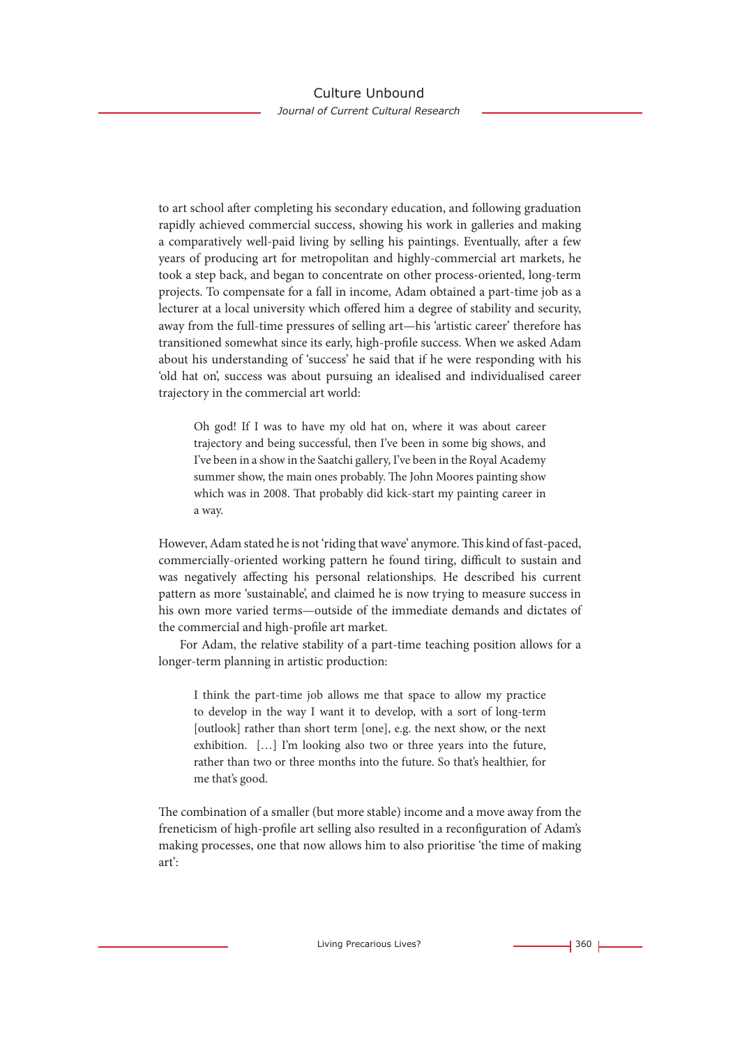to art school after completing his secondary education, and following graduation rapidly achieved commercial success, showing his work in galleries and making a comparatively well-paid living by selling his paintings. Eventually, after a few years of producing art for metropolitan and highly-commercial art markets, he took a step back, and began to concentrate on other process-oriented, long-term projects. To compensate for a fall in income, Adam obtained a part-time job as a lecturer at a local university which offered him a degree of stability and security, away from the full-time pressures of selling art—his 'artistic career' therefore has transitioned somewhat since its early, high-profile success. When we asked Adam about his understanding of 'success' he said that if he were responding with his 'old hat on', success was about pursuing an idealised and individualised career trajectory in the commercial art world:

> Oh god! If I was to have my old hat on, where it was about career trajectory and being successful, then I've been in some big shows, and I've been in a show in the Saatchi gallery, I've been in the Royal Academy summer show, the main ones probably. The John Moores painting show which was in 2008. That probably did kick-start my painting career in a way.

However, Adam stated he is not 'riding that wave' anymore. This kind of fast-paced, commercially-oriented working pattern he found tiring, difficult to sustain and was negatively affecting his personal relationships. He described his current pattern as more 'sustainable', and claimed he is now trying to measure success in his own more varied terms—outside of the immediate demands and dictates of the commercial and high-profile art market.

For Adam, the relative stability of a part-time teaching position allows for a longer-term planning in artistic production:

> I think the part-time job allows me that space to allow my practice to develop in the way I want it to develop, with a sort of long-term [outlook] rather than short term [one], e.g. the next show, or the next exhibition. […] I'm looking also two or three years into the future, rather than two or three months into the future. So that's healthier, for me that's good.

The combination of a smaller (but more stable) income and a move away from the freneticism of high-profile art selling also resulted in a reconfiguration of Adam's making processes, one that now allows him to also prioritise 'the time of making art':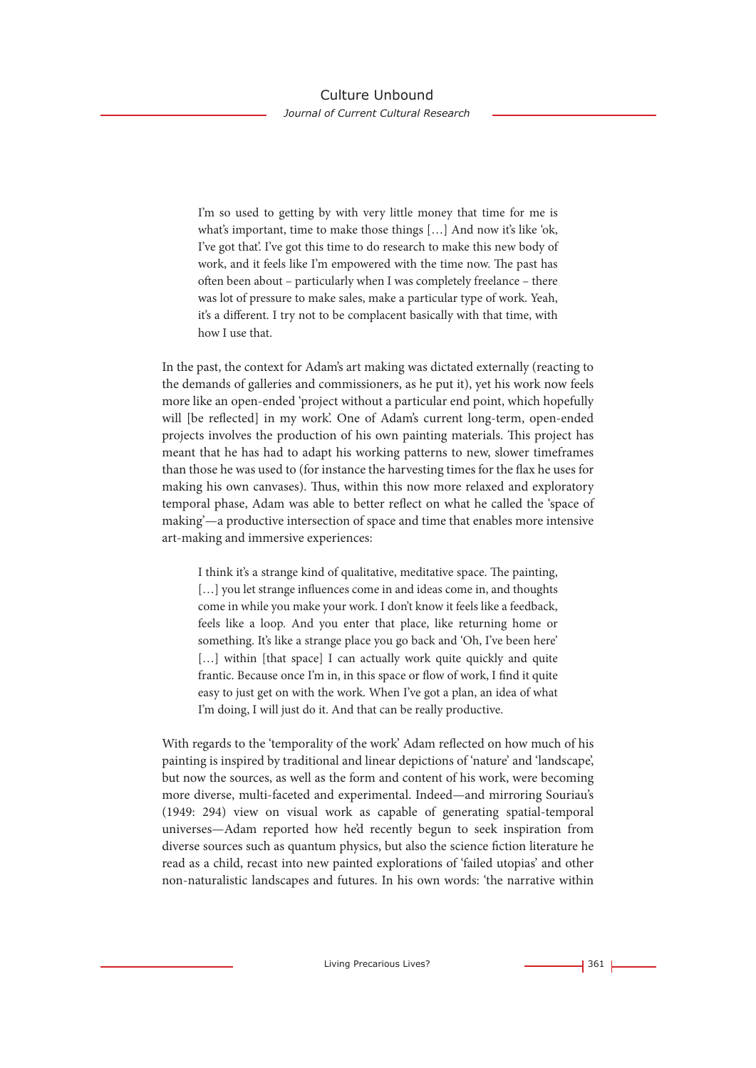> I'm so used to getting by with very little money that time for me is what's important, time to make those things […] And now it's like 'ok, I've got that'. I've got this time to do research to make this new body of work, and it feels like I'm empowered with the time now. The past has often been about – particularly when I was completely freelance – there was lot of pressure to make sales, make a particular type of work. Yeah, it's a different. I try not to be complacent basically with that time, with how I use that.

In the past, the context for Adam's art making was dictated externally (reacting to the demands of galleries and commissioners, as he put it), yet his work now feels more like an open-ended 'project without a particular end point, which hopefully will [be reflected] in my work'. One of Adam's current long-term, open-ended projects involves the production of his own painting materials. This project has meant that he has had to adapt his working patterns to new, slower timeframes than those he was used to (for instance the harvesting times for the flax he uses for making his own canvases). Thus, within this now more relaxed and exploratory temporal phase, Adam was able to better reflect on what he called the 'space of making'—a productive intersection of space and time that enables more intensive art-making and immersive experiences:

> I think it's a strange kind of qualitative, meditative space. The painting, […] you let strange influences come in and ideas come in, and thoughts come in while you make your work. I don't know it feels like a feedback, feels like a loop. And you enter that place, like returning home or something. It's like a strange place you go back and 'Oh, I've been here' […] within [that space] I can actually work quite quickly and quite frantic. Because once I'm in, in this space or flow of work, I find it quite easy to just get on with the work. When I've got a plan, an idea of what I'm doing, I will just do it. And that can be really productive.

With regards to the 'temporality of the work' Adam reflected on how much of his painting is inspired by traditional and linear depictions of 'nature' and 'landscape', but now the sources, as well as the form and content of his work, were becoming more diverse, multi-faceted and experimental. Indeed—and mirroring Souriau's (1949: 294) view on visual work as capable of generating spatial-temporal universes—Adam reported how he'd recently begun to seek inspiration from diverse sources such as quantum physics, but also the science fiction literature he read as a child, recast into new painted explorations of 'failed utopias' and other non-naturalistic landscapes and futures. In his own words: 'the narrative within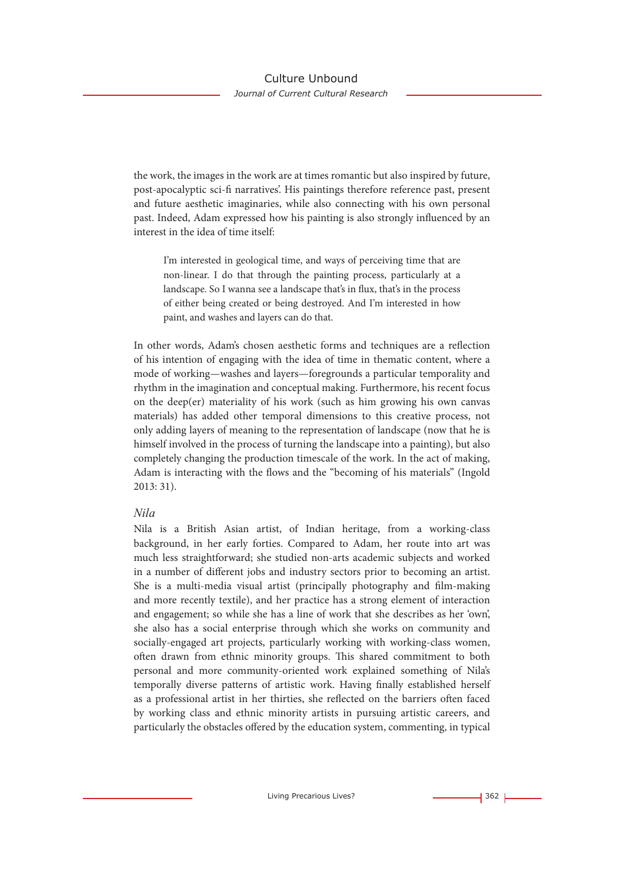the work, the images in the work are at times romantic but also inspired by future, post-apocalyptic sci-fi narratives'. His paintings therefore reference past, present and future aesthetic imaginaries, while also connecting with his own personal past. Indeed, Adam expressed how his painting is also strongly influenced by an interest in the idea of time itself:

> I'm interested in geological time, and ways of perceiving time that are non-linear. I do that through the painting process, particularly at a landscape. So I wanna see a landscape that's in flux, that's in the process of either being created or being destroyed. And I'm interested in how paint, and washes and layers can do that.

In other words, Adam's chosen aesthetic forms and techniques are a reflection of his intention of engaging with the idea of time in thematic content, where a mode of working—washes and layers—foregrounds a particular temporality and rhythm in the imagination and conceptual making. Furthermore, his recent focus on the deep(er) materiality of his work (such as him growing his own canvas materials) has added other temporal dimensions to this creative process, not only adding layers of meaning to the representation of landscape (now that he is himself involved in the process of turning the landscape into a painting), but also completely changing the production timescale of the work. In the act of making, Adam is interacting with the flows and the "becoming of his materials" (Ingold 2013: 31).

### *Nila*

Nila is a British Asian artist, of Indian heritage, from a working-class background, in her early forties. Compared to Adam, her route into art was much less straightforward; she studied non-arts academic subjects and worked in a number of different jobs and industry sectors prior to becoming an artist. She is a multi-media visual artist (principally photography and film-making and more recently textile), and her practice has a strong element of interaction and engagement; so while she has a line of work that she describes as her 'own', she also has a social enterprise through which she works on community and socially-engaged art projects, particularly working with working-class women, often drawn from ethnic minority groups. This shared commitment to both personal and more community-oriented work explained something of Nila's temporally diverse patterns of artistic work. Having finally established herself as a professional artist in her thirties, she reflected on the barriers often faced by working class and ethnic minority artists in pursuing artistic careers, and particularly the obstacles offered by the education system, commenting, in typical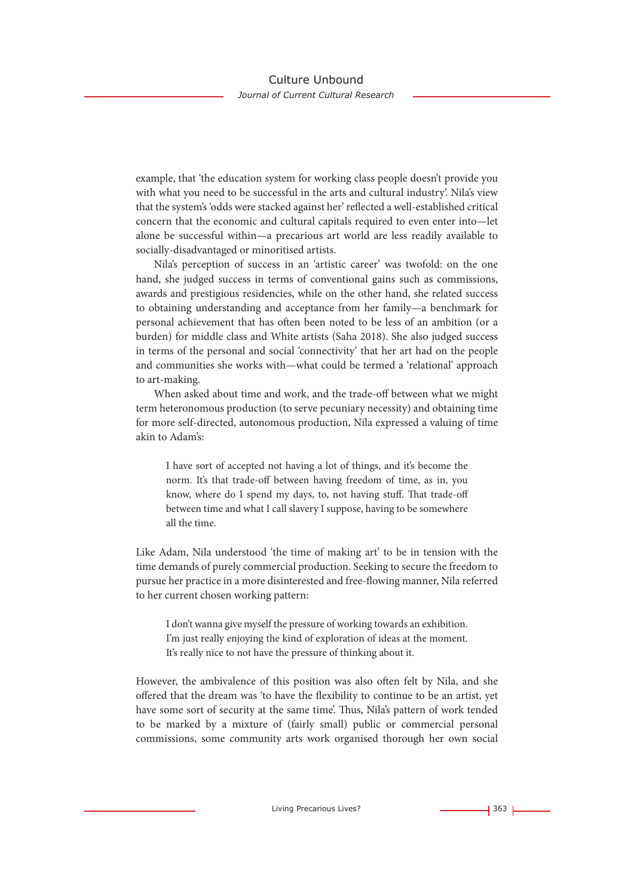example, that 'the education system for working class people doesn't provide you with what you need to be successful in the arts and cultural industry'. Nila's view that the system's 'odds were stacked against her' reflected a well-established critical concern that the economic and cultural capitals required to even enter into—let alone be successful within—a precarious art world are less readily available to socially-disadvantaged or minoritised artists.

Nila's perception of success in an 'artistic career' was twofold: on the one hand, she judged success in terms of conventional gains such as commissions, awards and prestigious residencies, while on the other hand, she related success to obtaining understanding and acceptance from her family—a benchmark for personal achievement that has often been noted to be less of an ambition (or a burden) for middle class and White artists (Saha 2018). She also judged success in terms of the personal and social 'connectivity' that her art had on the people and communities she works with—what could be termed a 'relational' approach to art-making.

When asked about time and work, and the trade-off between what we might term heteronomous production (to serve pecuniary necessity) and obtaining time for more self-directed, autonomous production, Nila expressed a valuing of time akin to Adam's:

> I have sort of accepted not having a lot of things, and it's become the norm. It's that trade-off between having freedom of time, as in, you know, where do I spend my days, to, not having stuff. That trade-off between time and what I call slavery I suppose, having to be somewhere all the time.

Like Adam, Nila understood 'the time of making art' to be in tension with the time demands of purely commercial production. Seeking to secure the freedom to pursue her practice in a more disinterested and free-flowing manner, Nila referred to her current chosen working pattern:

> I don't wanna give myself the pressure of working towards an exhibition. I'm just really enjoying the kind of exploration of ideas at the moment. It's really nice to not have the pressure of thinking about it.

However, the ambivalence of this position was also often felt by Nila, and she offered that the dream was 'to have the flexibility to continue to be an artist, yet have some sort of security at the same time'. Thus, Nila's pattern of work tended to be marked by a mixture of (fairly small) public or commercial personal commissions, some community arts work organised thorough her own social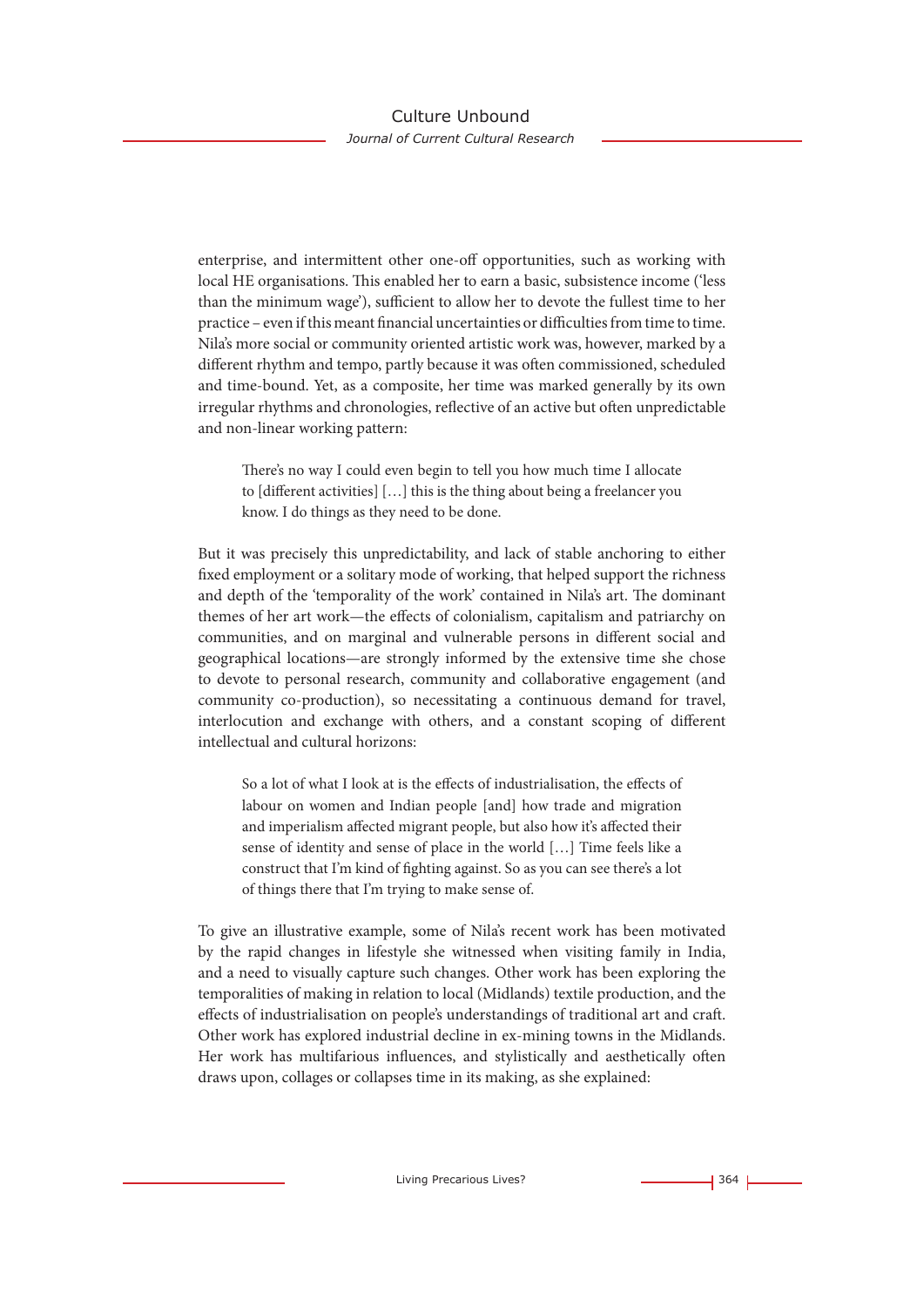enterprise, and intermittent other one-off opportunities, such as working with local HE organisations. This enabled her to earn a basic, subsistence income ('less than the minimum wage'), sufficient to allow her to devote the fullest time to her practice – even if this meant financial uncertainties or difficulties from time to time. Nila's more social or community oriented artistic work was, however, marked by a different rhythm and tempo, partly because it was often commissioned, scheduled and time-bound. Yet, as a composite, her time was marked generally by its own irregular rhythms and chronologies, reflective of an active but often unpredictable and non-linear working pattern:

> There's no way I could even begin to tell you how much time I allocate to [different activities] […] this is the thing about being a freelancer you know. I do things as they need to be done.

But it was precisely this unpredictability, and lack of stable anchoring to either fixed employment or a solitary mode of working, that helped support the richness and depth of the 'temporality of the work' contained in Nila's art. The dominant themes of her art work—the effects of colonialism, capitalism and patriarchy on communities, and on marginal and vulnerable persons in different social and geographical locations—are strongly informed by the extensive time she chose to devote to personal research, community and collaborative engagement (and community co-production), so necessitating a continuous demand for travel, interlocution and exchange with others, and a constant scoping of different intellectual and cultural horizons:

> So a lot of what I look at is the effects of industrialisation, the effects of labour on women and Indian people [and] how trade and migration and imperialism affected migrant people, but also how it's affected their sense of identity and sense of place in the world […] Time feels like a construct that I'm kind of fighting against. So as you can see there's a lot of things there that I'm trying to make sense of.

To give an illustrative example, some of Nila's recent work has been motivated by the rapid changes in lifestyle she witnessed when visiting family in India, and a need to visually capture such changes. Other work has been exploring the temporalities of making in relation to local (Midlands) textile production, and the effects of industrialisation on people's understandings of traditional art and craft. Other work has explored industrial decline in ex-mining towns in the Midlands. Her work has multifarious influences, and stylistically and aesthetically often draws upon, collages or collapses time in its making, as she explained: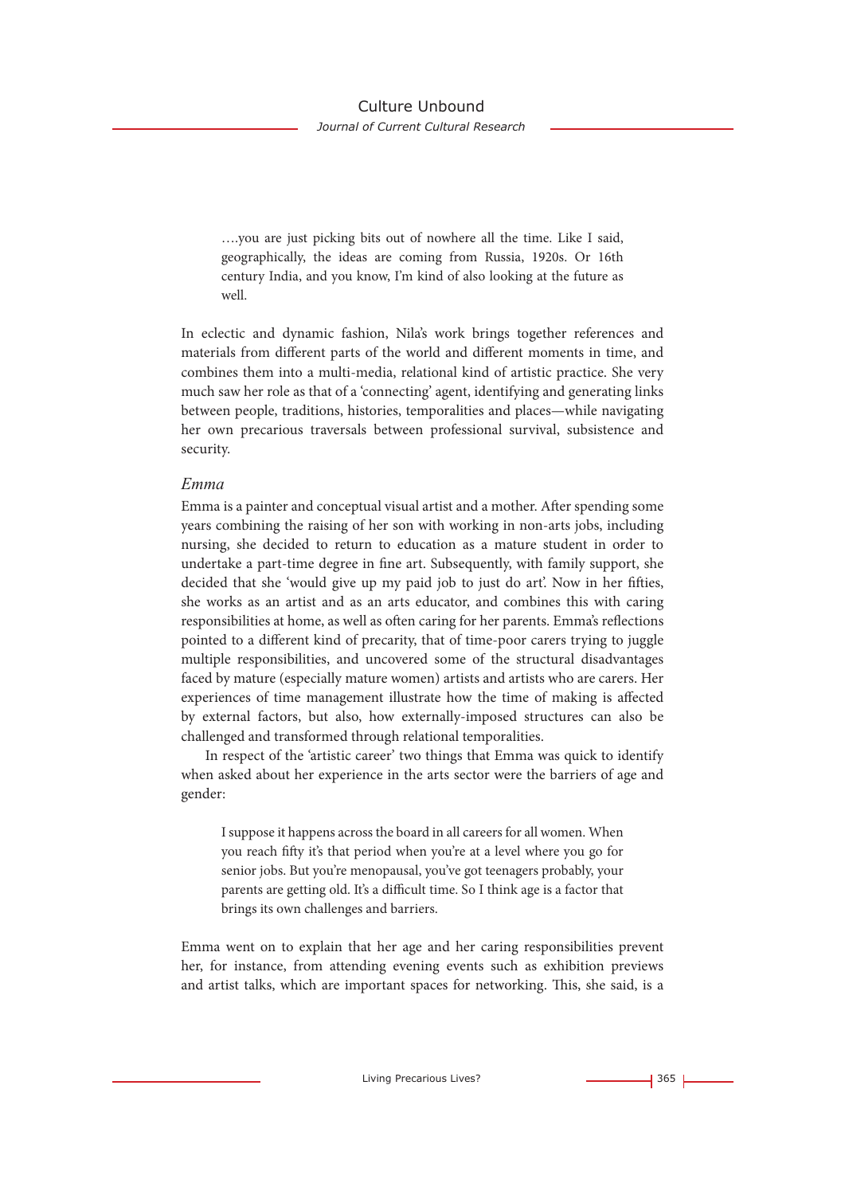> ….you are just picking bits out of nowhere all the time. Like I said, geographically, the ideas are coming from Russia, 1920s. Or 16th century India, and you know, I'm kind of also looking at the future as well.

In eclectic and dynamic fashion, Nila's work brings together references and materials from different parts of the world and different moments in time, and combines them into a multi-media, relational kind of artistic practice. She very much saw her role as that of a 'connecting' agent, identifying and generating links between people, traditions, histories, temporalities and places—while navigating her own precarious traversals between professional survival, subsistence and security.

### *Emma*

Emma is a painter and conceptual visual artist and a mother. After spending some years combining the raising of her son with working in non-arts jobs, including nursing, she decided to return to education as a mature student in order to undertake a part-time degree in fine art. Subsequently, with family support, she decided that she 'would give up my paid job to just do art'. Now in her fifties, she works as an artist and as an arts educator, and combines this with caring responsibilities at home, as well as often caring for her parents. Emma's reflections pointed to a different kind of precarity, that of time-poor carers trying to juggle multiple responsibilities, and uncovered some of the structural disadvantages faced by mature (especially mature women) artists and artists who are carers. Her experiences of time management illustrate how the time of making is affected by external factors, but also, how externally-imposed structures can also be challenged and transformed through relational temporalities.

In respect of the 'artistic career' two things that Emma was quick to identify when asked about her experience in the arts sector were the barriers of age and gender:

> I suppose it happens across the board in all careers for all women. When you reach fifty it's that period when you're at a level where you go for senior jobs. But you're menopausal, you've got teenagers probably, your parents are getting old. It's a difficult time. So I think age is a factor that brings its own challenges and barriers.

Emma went on to explain that her age and her caring responsibilities prevent her, for instance, from attending evening events such as exhibition previews and artist talks, which are important spaces for networking. This, she said, is a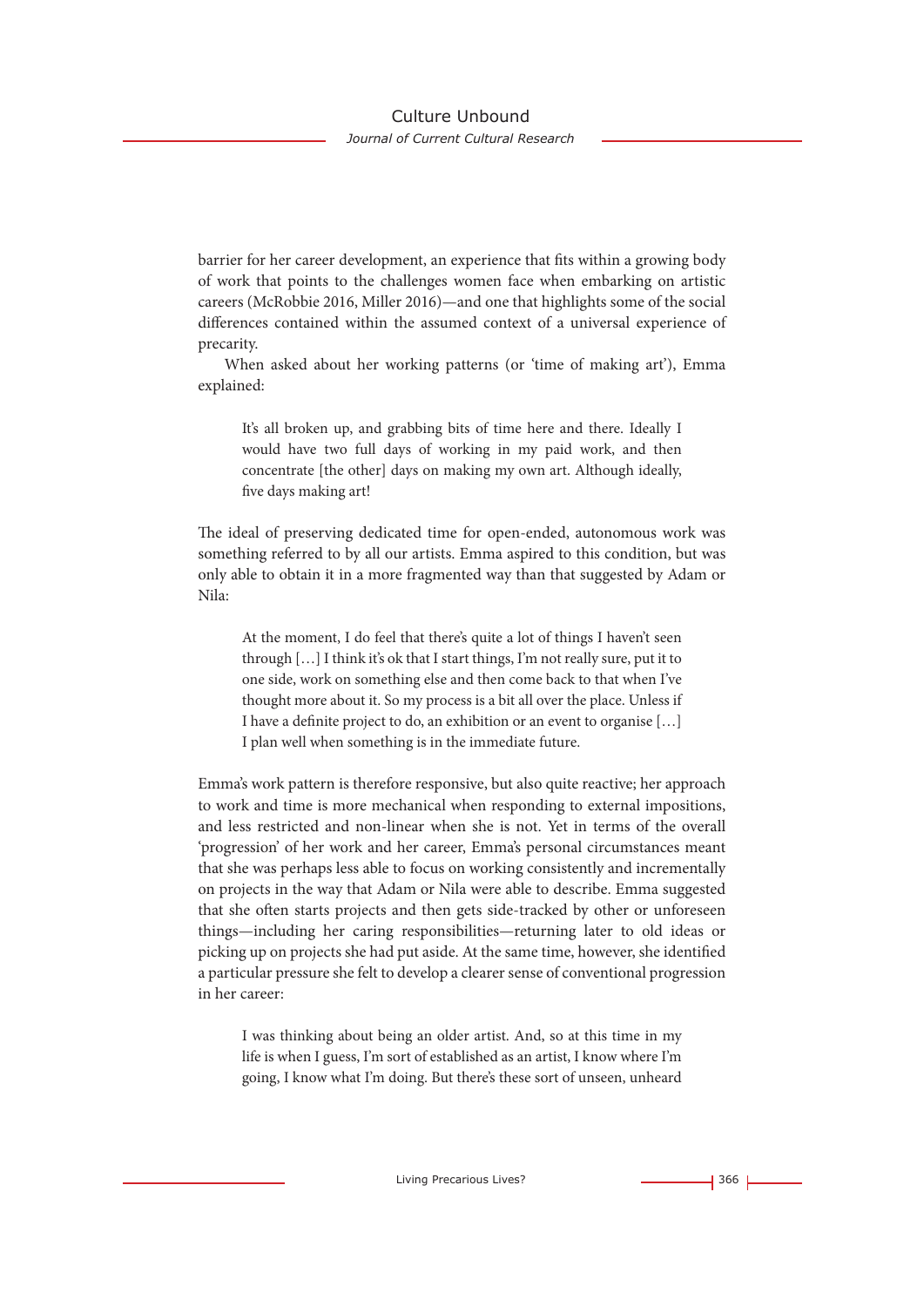barrier for her career development, an experience that fits within a growing body of work that points to the challenges women face when embarking on artistic careers (McRobbie 2016, Miller 2016)—and one that highlights some of the social differences contained within the assumed context of a universal experience of precarity.

When asked about her working patterns (or 'time of making art'), Emma explained:

> It's all broken up, and grabbing bits of time here and there. Ideally I would have two full days of working in my paid work, and then concentrate [the other] days on making my own art. Although ideally, five days making art!

The ideal of preserving dedicated time for open-ended, autonomous work was something referred to by all our artists. Emma aspired to this condition, but was only able to obtain it in a more fragmented way than that suggested by Adam or Nila:

> At the moment, I do feel that there's quite a lot of things I haven't seen through […] I think it's ok that I start things, I'm not really sure, put it to one side, work on something else and then come back to that when I've thought more about it. So my process is a bit all over the place. Unless if I have a definite project to do, an exhibition or an event to organise […] I plan well when something is in the immediate future.

Emma's work pattern is therefore responsive, but also quite reactive; her approach to work and time is more mechanical when responding to external impositions, and less restricted and non-linear when she is not. Yet in terms of the overall 'progression' of her work and her career, Emma's personal circumstances meant that she was perhaps less able to focus on working consistently and incrementally on projects in the way that Adam or Nila were able to describe. Emma suggested that she often starts projects and then gets side-tracked by other or unforeseen things—including her caring responsibilities—returning later to old ideas or picking up on projects she had put aside. At the same time, however, she identified a particular pressure she felt to develop a clearer sense of conventional progression in her career:

> I was thinking about being an older artist. And, so at this time in my life is when I guess, I'm sort of established as an artist, I know where I'm going, I know what I'm doing. But there's these sort of unseen, unheard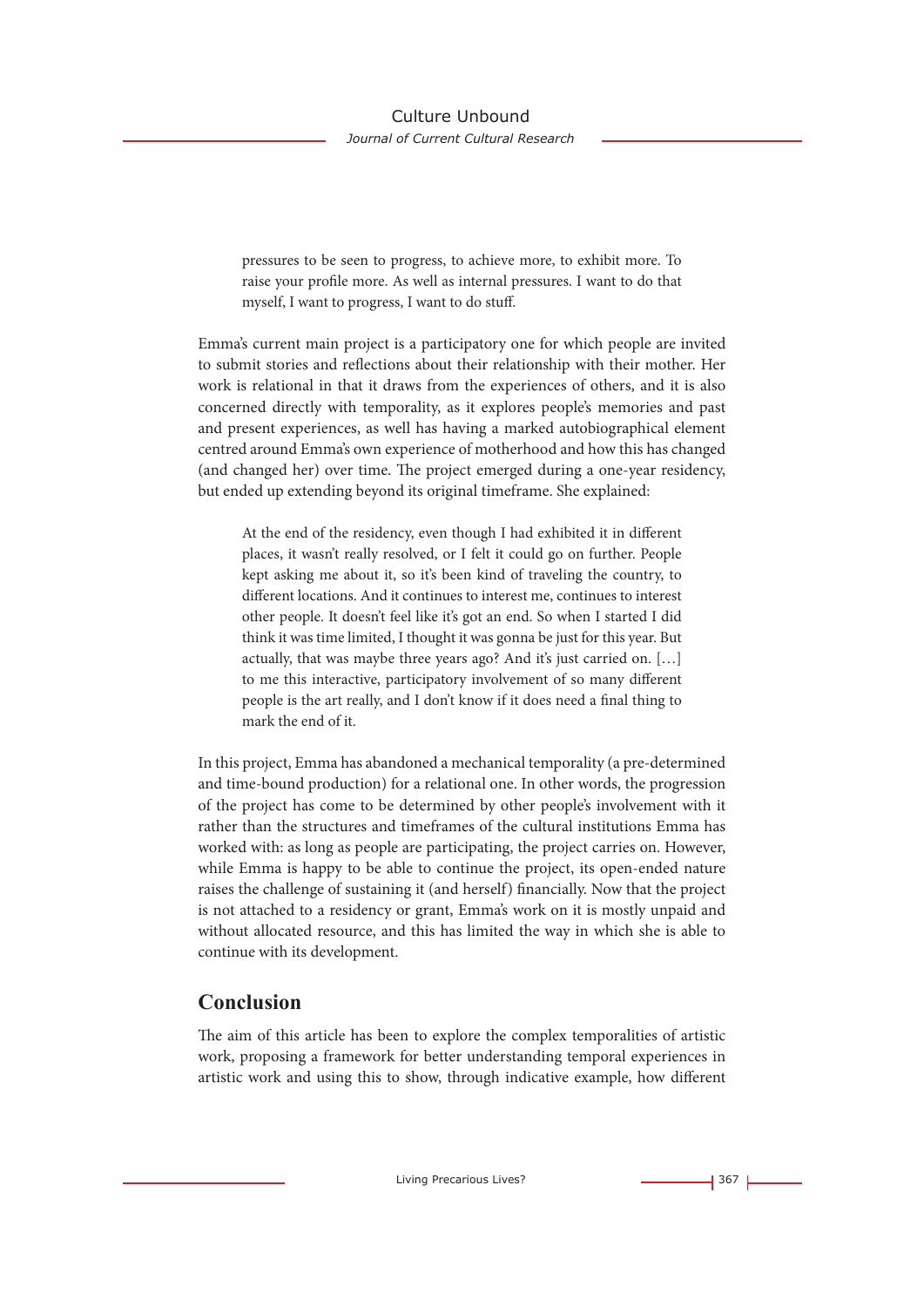> pressures to be seen to progress, to achieve more, to exhibit more. To raise your profile more. As well as internal pressures. I want to do that myself, I want to progress, I want to do stuff.

Emma's current main project is a participatory one for which people are invited to submit stories and reflections about their relationship with their mother. Her work is relational in that it draws from the experiences of others, and it is also concerned directly with temporality, as it explores people's memories and past and present experiences, as well has having a marked autobiographical element centred around Emma's own experience of motherhood and how this has changed (and changed her) over time. The project emerged during a one-year residency, but ended up extending beyond its original timeframe. She explained:

> At the end of the residency, even though I had exhibited it in different places, it wasn't really resolved, or I felt it could go on further. People kept asking me about it, so it's been kind of traveling the country, to different locations. And it continues to interest me, continues to interest other people. It doesn't feel like it's got an end. So when I started I did think it was time limited, I thought it was gonna be just for this year. But actually, that was maybe three years ago? And it's just carried on. […] to me this interactive, participatory involvement of so many different people is the art really, and I don't know if it does need a final thing to mark the end of it.

In this project, Emma has abandoned a mechanical temporality (a pre-determined and time-bound production) for a relational one. In other words, the progression of the project has come to be determined by other people's involvement with it rather than the structures and timeframes of the cultural institutions Emma has worked with: as long as people are participating, the project carries on. However, while Emma is happy to be able to continue the project, its open-ended nature raises the challenge of sustaining it (and herself) financially. Now that the project is not attached to a residency or grant, Emma's work on it is mostly unpaid and without allocated resource, and this has limited the way in which she is able to continue with its development.

## Conclusion

The aim of this article has been to explore the complex temporalities of artistic work, proposing a framework for better understanding temporal experiences in artistic work and using this to show, through indicative example, how different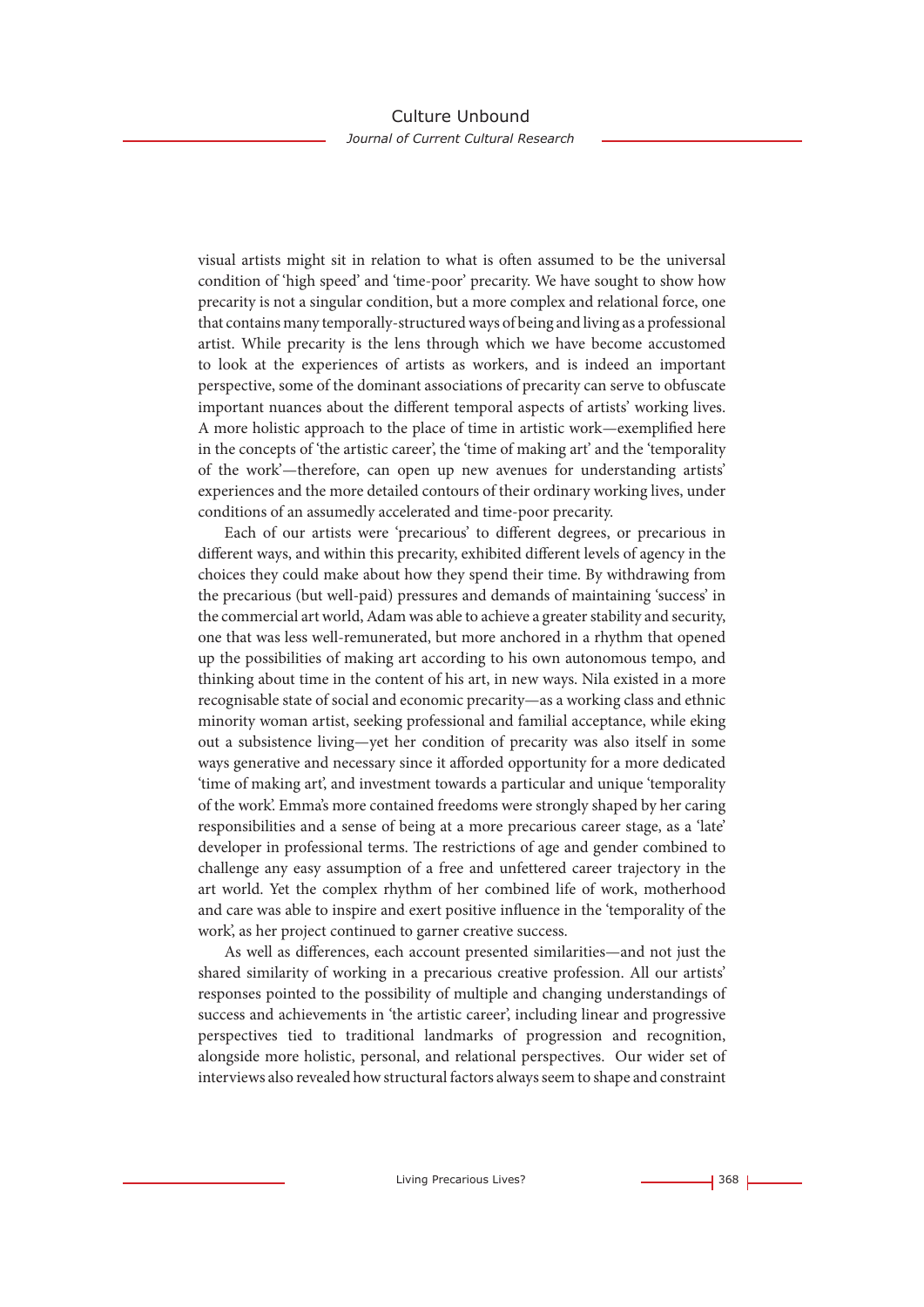visual artists might sit in relation to what is often assumed to be the universal condition of 'high speed' and 'time-poor' precarity. We have sought to show how precarity is not a singular condition, but a more complex and relational force, one that contains many temporally-structured ways of being and living as a professional artist. While precarity is the lens through which we have become accustomed to look at the experiences of artists as workers, and is indeed an important perspective, some of the dominant associations of precarity can serve to obfuscate important nuances about the different temporal aspects of artists' working lives. A more holistic approach to the place of time in artistic work—exemplified here in the concepts of 'the artistic career', the 'time of making art' and the 'temporality of the work'—therefore, can open up new avenues for understanding artists' experiences and the more detailed contours of their ordinary working lives, under conditions of an assumedly accelerated and time-poor precarity.

Each of our artists were 'precarious' to different degrees, or precarious in different ways, and within this precarity, exhibited different levels of agency in the choices they could make about how they spend their time. By withdrawing from the precarious (but well-paid) pressures and demands of maintaining 'success' in the commercial art world, Adam was able to achieve a greater stability and security, one that was less well-remunerated, but more anchored in a rhythm that opened up the possibilities of making art according to his own autonomous tempo, and thinking about time in the content of his art, in new ways. Nila existed in a more recognisable state of social and economic precarity—as a working class and ethnic minority woman artist, seeking professional and familial acceptance, while eking out a subsistence living—yet her condition of precarity was also itself in some ways generative and necessary since it afforded opportunity for a more dedicated 'time of making art', and investment towards a particular and unique 'temporality of the work'. Emma's more contained freedoms were strongly shaped by her caring responsibilities and a sense of being at a more precarious career stage, as a 'late' developer in professional terms. The restrictions of age and gender combined to challenge any easy assumption of a free and unfettered career trajectory in the art world. Yet the complex rhythm of her combined life of work, motherhood and care was able to inspire and exert positive influence in the 'temporality of the work', as her project continued to garner creative success.

As well as differences, each account presented similarities—and not just the shared similarity of working in a precarious creative profession. All our artists' responses pointed to the possibility of multiple and changing understandings of success and achievements in 'the artistic career', including linear and progressive perspectives tied to traditional landmarks of progression and recognition, alongside more holistic, personal, and relational perspectives. Our wider set of interviews also revealed how structural factors always seem to shape and constraint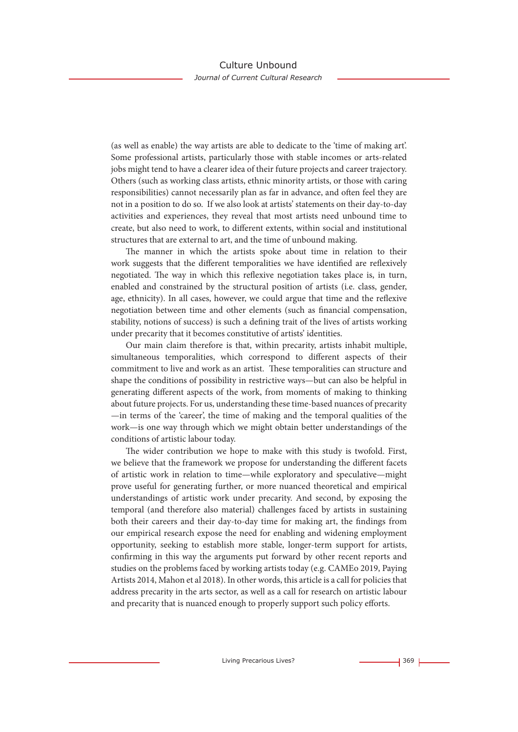(as well as enable) the way artists are able to dedicate to the 'time of making art'. Some professional artists, particularly those with stable incomes or arts-related jobs might tend to have a clearer idea of their future projects and career trajectory. Others (such as working class artists, ethnic minority artists, or those with caring responsibilities) cannot necessarily plan as far in advance, and often feel they are not in a position to do so. If we also look at artists' statements on their day-to-day activities and experiences, they reveal that most artists need unbound time to create, but also need to work, to different extents, within social and institutional structures that are external to art, and the time of unbound making.

The manner in which the artists spoke about time in relation to their work suggests that the different temporalities we have identified are reflexively negotiated. The way in which this reflexive negotiation takes place is, in turn, enabled and constrained by the structural position of artists (i.e. class, gender, age, ethnicity). In all cases, however, we could argue that time and the reflexive negotiation between time and other elements (such as financial compensation, stability, notions of success) is such a defining trait of the lives of artists working under precarity that it becomes constitutive of artists' identities.

Our main claim therefore is that, within precarity, artists inhabit multiple, simultaneous temporalities, which correspond to different aspects of their commitment to live and work as an artist. These temporalities can structure and shape the conditions of possibility in restrictive ways—but can also be helpful in generating different aspects of the work, from moments of making to thinking about future projects. For us, understanding these time-based nuances of precarity —in terms of the 'career', the time of making and the temporal qualities of the work—is one way through which we might obtain better understandings of the conditions of artistic labour today.

The wider contribution we hope to make with this study is twofold. First, we believe that the framework we propose for understanding the different facets of artistic work in relation to time—while exploratory and speculative—might prove useful for generating further, or more nuanced theoretical and empirical understandings of artistic work under precarity. And second, by exposing the temporal (and therefore also material) challenges faced by artists in sustaining both their careers and their day-to-day time for making art, the findings from our empirical research expose the need for enabling and widening employment opportunity, seeking to establish more stable, longer-term support for artists, confirming in this way the arguments put forward by other recent reports and studies on the problems faced by working artists today (e.g. CAMEo 2019, Paying Artists 2014, Mahon et al 2018). In other words, this article is a call for policies that address precarity in the arts sector, as well as a call for research on artistic labour and precarity that is nuanced enough to properly support such policy efforts.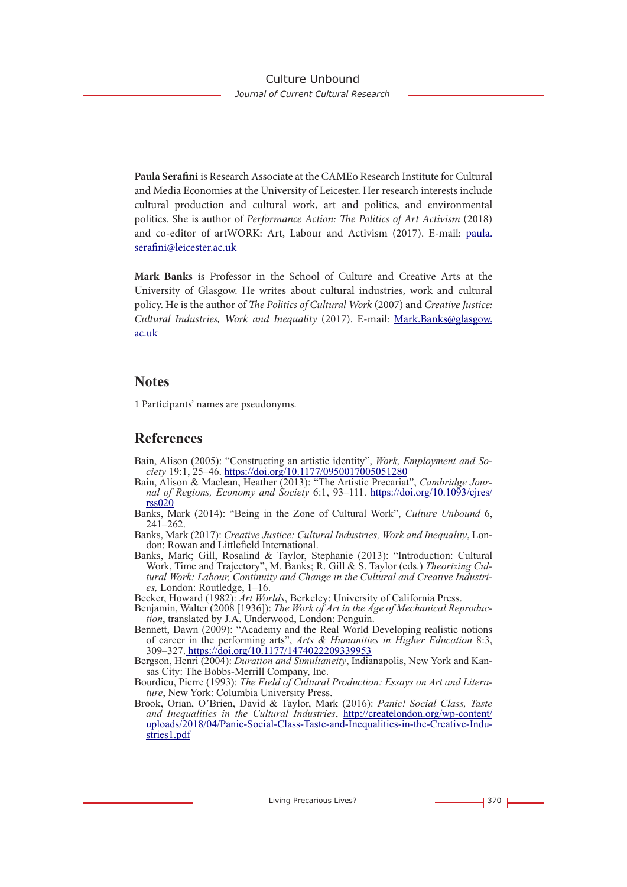**Paula Serafini** is Research Associate at the CAMEo Research Institute for Cultural and Media Economies at the University of Leicester. Her research interests include cultural production and cultural work, art and politics, and environmental politics. She is author of *Performance Action: The Politics of Art Activism* (2018) and co-editor of artWORK: Art, Labour and Activism (2017). E-mail: paula.serafini@leicester.ac.uk

**Mark Banks** is Professor in the School of Culture and Creative Arts at the University of Glasgow. He writes about cultural industries, work and cultural policy. He is the author of *The Politics of Cultural Work* (2007) and *Creative Justice: Cultural Industries, Work and Inequality* (2017). E-mail: Mark.Banks@glasgow.ac.uk

## Notes

1 Participants' names are pseudonyms.

## References

Bain, Alison (2005): "Constructing an artistic identity", *Work, Employment and Society* 19:1, 25–46. https://doi.org/10.1177/0950017005051280

Bain, Alison & Maclean, Heather (2013): "The Artistic Precariat", *Cambridge Journal of Regions, Economy and Society* 6:1, 93–111. https://doi.org/10.1093/cjres/rss020

Banks, Mark (2014): "Being in the Zone of Cultural Work", *Culture Unbound* 6, 241–262.

Banks, Mark (2017): *Creative Justice: Cultural Industries, Work and Inequality*, London: Rowan and Littlefield International.

Banks, Mark; Gill, Rosalind & Taylor, Stephanie (2013): "Introduction: Cultural Work, Time and Trajectory", M. Banks; R. Gill & S. Taylor (eds.) *Theorizing Cultural Work: Labour, Continuity and Change in the Cultural and Creative Industries,* London: Routledge, 1–16.

Becker, Howard (1982): *Art Worlds*, Berkeley: University of California Press.

Benjamin, Walter (2008 [1936]): *The Work of Art in the Age of Mechanical Reproduction*, translated by J.A. Underwood, London: Penguin.

Bennett, Dawn (2009): "Academy and the Real World Developing realistic notions of career in the performing arts", *Arts & Humanities in Higher Education* 8:3, 309–327. https://doi.org/10.1177/1474022209339953

Bergson, Henri (2004): *Duration and Simultaneity*, Indianapolis, New York and Kansas City: The Bobbs-Merrill Company, Inc.

Bourdieu, Pierre (1993): *The Field of Cultural Production: Essays on Art and Literature*, New York: Columbia University Press.

Brook, Orian, O'Brien, David & Taylor, Mark (2016): *Panic! Social Class, Taste and Inequalities in the Cultural Industries*, http://createlondon.org/wp-content/uploads/2018/04/Panic-Social-Class-Taste-and-Inequalities-in-the-Creative-Industries1.pdf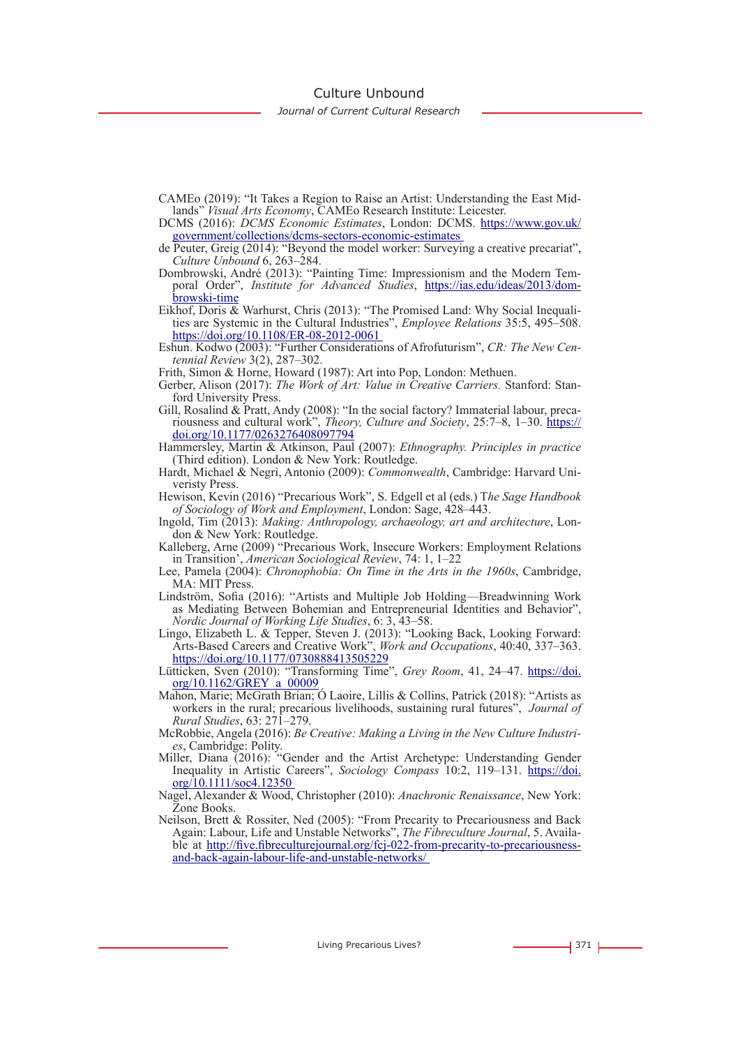CAMEo (2019): "It Takes a Region to Raise an Artist: Understanding the East Midlands" *Visual Arts Economy*, CAMEo Research Institute: Leicester.

DCMS (2016): *DCMS Economic Estimates*, London: DCMS. https://www.gov.uk/government/collections/dcms-sectors-economic-estimates

de Peuter, Greig (2014): "Beyond the model worker: Surveying a creative precariat", *Culture Unbound* 6, 263–284.

Dombrowski, André (2013): "Painting Time: Impressionism and the Modern Temporal Order", *Institute for Advanced Studies*, https://ias.edu/ideas/2013/dombrowski-time

Eikhof, Doris & Warhurst, Chris (2013): "The Promised Land: Why Social Inequalities are Systemic in the Cultural Industries", *Employee Relations* 35:5, 495–508. https://doi.org/10.1108/ER-08-2012-0061

Eshun. Kodwo (2003): "Further Considerations of Afrofuturism", *CR: The New Centennial Review* 3(2), 287–302.

Frith, Simon & Horne, Howard (1987): Art into Pop, London: Methuen.

Gerber, Alison (2017): *The Work of Art: Value in Creative Carriers.* Stanford: Stanford University Press.

Gill, Rosalind & Pratt, Andy (2008): "In the social factory? Immaterial labour, precariousness and cultural work", *Theory, Culture and Society*, 25:7–8, 1–30. https://doi.org/10.1177/0263276408097794

Hammersley, Martin & Atkinson, Paul (2007): *Ethnography. Principles in practice* (Third edition). London & New York: Routledge.

Hardt, Michael & Negri, Antonio (2009): *Commonwealth*, Cambridge: Harvard Univeristy Press.

Hewison, Kevin (2016) "Precarious Work", S. Edgell et al (eds.) T*he Sage Handbook of Sociology of Work and Employment*, London: Sage, 428–443.

Ingold, Tim (2013): *Making: Anthropology, archaeology, art and architecture*, London & New York: Routledge.

Kalleberg, Arne (2009) "Precarious Work, Insecure Workers: Employment Relations in Transition', *American Sociological Review*, 74: 1, 1–22

Lee, Pamela (2004): *Chronophobia: On Time in the Arts in the 1960s*, Cambridge, MA: MIT Press.

Lindström, Sofia (2016): "Artists and Multiple Job Holding—Breadwinning Work as Mediating Between Bohemian and Entrepreneurial Identities and Behavior", *Nordic Journal of Working Life Studies*, 6: 3, 43–58.

Lingo, Elizabeth L. & Tepper, Steven J. (2013): "Looking Back, Looking Forward: Arts-Based Careers and Creative Work", *Work and Occupations*, 40:40, 337–363. https://doi.org/10.1177/0730888413505229

Lütticken, Sven (2010): "Transforming Time", *Grey Room*, 41, 24–47. https://doi.org/10.1162/GREY_a_00009

Mahon, Marie; McGrath Brian; Ó Laoire, Lillis & Collins, Patrick (2018): "Artists as workers in the rural; precarious livelihoods, sustaining rural futures", *Journal of Rural Studies*, 63: 271–279.

McRobbie, Angela (2016): *Be Creative: Making a Living in the New Culture Industries*, Cambridge: Polity.

Miller, Diana (2016): "Gender and the Artist Archetype: Understanding Gender Inequality in Artistic Careers", *Sociology Compass* 10:2, 119–131. https://doi.org/10.1111/soc4.12350

Nagel, Alexander & Wood, Christopher (2010): *Anachronic Renaissance*, New York: Zone Books.

Neilson, Brett & Rossiter, Ned (2005): "From Precarity to Precariousness and Back Again: Labour, Life and Unstable Networks", *The Fibreculture Journal*, 5. Available at http://five.fibreculturejournal.org/fcj-022-from-precarity-to-precariousness-and-back-again-labour-life-and-unstable-networks/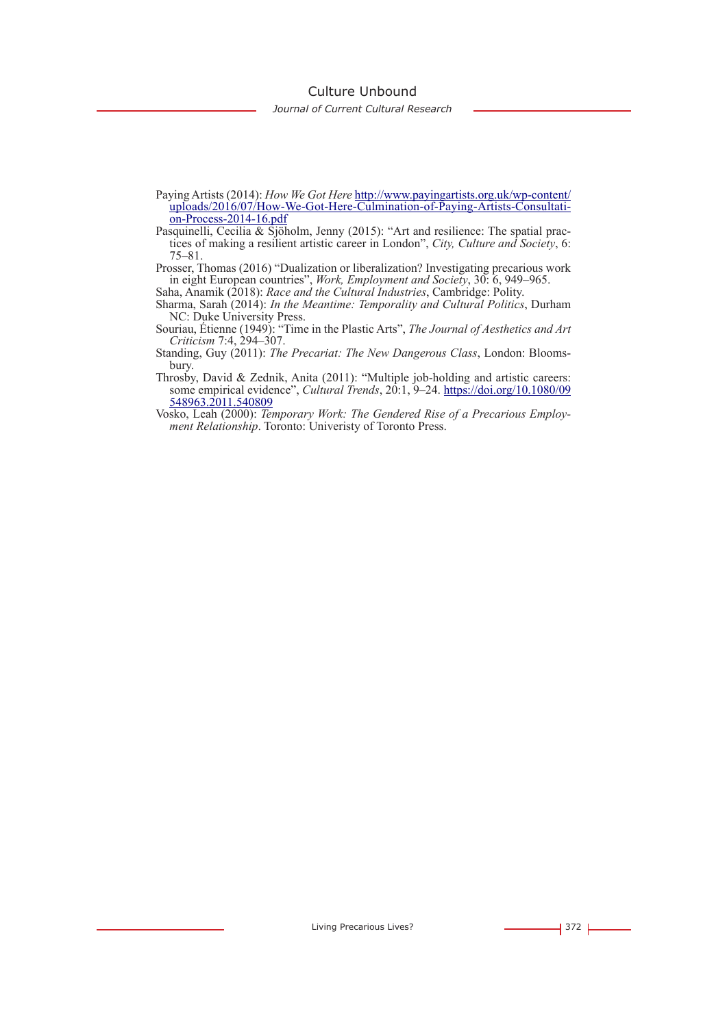Paying Artists (2014): *How We Got Here* http://www.payingartists.org.uk/wp-content/uploads/2016/07/How-We-Got-Here-Culmination-of-Paying-Artists-Consultation-Process-2014-16.pdf

Pasquinelli, Cecilia & Sjöholm, Jenny (2015): "Art and resilience: The spatial practices of making a resilient artistic career in London", *City, Culture and Society*, 6: 75–81.

Prosser, Thomas (2016) "Dualization or liberalization? Investigating precarious work in eight European countries", *Work, Employment and Society*, 30: 6, 949–965.

Saha, Anamik (2018): *Race and the Cultural Industries*, Cambridge: Polity.

Sharma, Sarah (2014): *In the Meantime: Temporality and Cultural Politics*, Durham NC: Duke University Press.

Souriau, Étienne (1949): "Time in the Plastic Arts", *The Journal of Aesthetics and Art Criticism* 7:4, 294–307.

Standing, Guy (2011): *The Precariat: The New Dangerous Class*, London: Bloomsbury.

Throsby, David & Zednik, Anita (2011): "Multiple job-holding and artistic careers: some empirical evidence", *Cultural Trends*, 20:1, 9–24. https://doi.org/10.1080/09548963.2011.540809

Vosko, Leah (2000): *Temporary Work: The Gendered Rise of a Precarious Employment Relationship*. Toronto: Univeristy of Toronto Press.